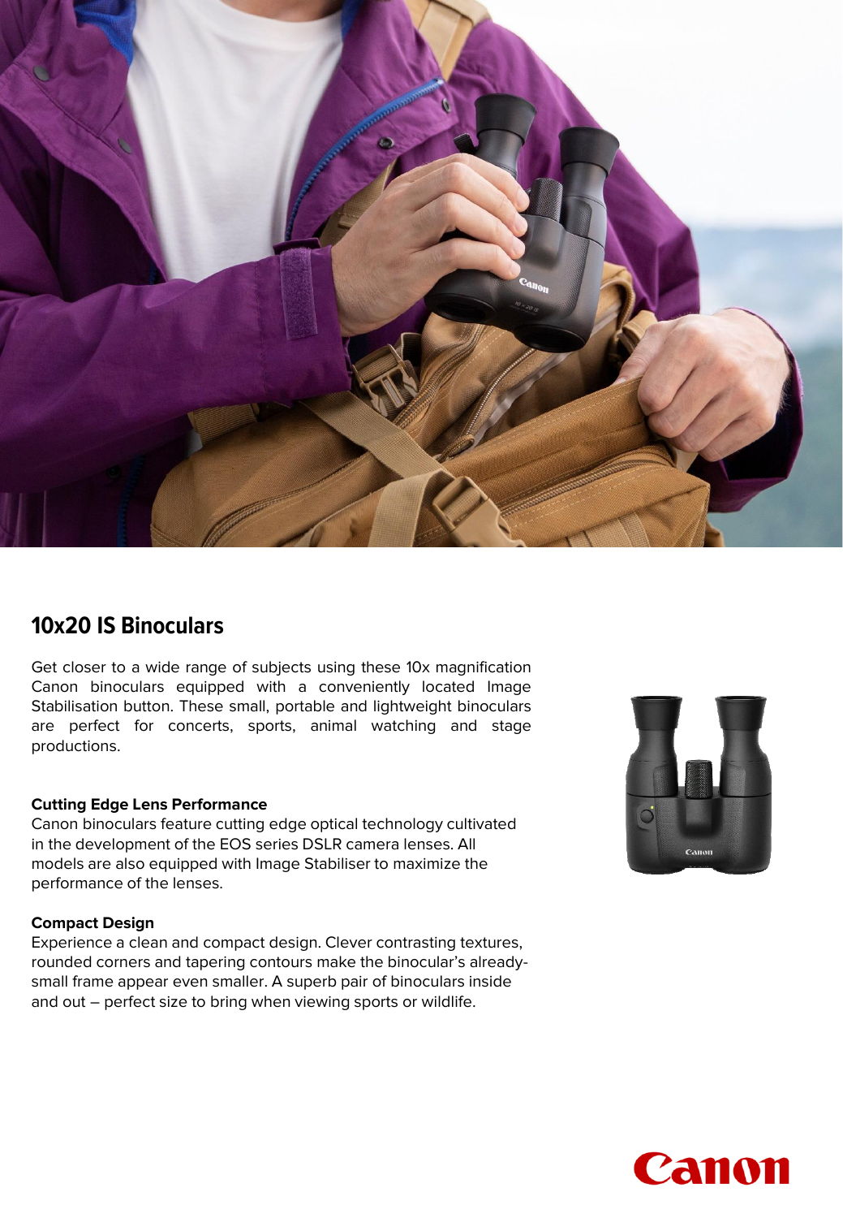## 10x20 IS Binoculars

Get closer to a wide range of subjects using these 10x magnification Canon binoculars equipped with a conveniently located Image Stabilisation button. These small, portable and lightweight binoculars are perfect for concerts, sports, animal watching and stage productions.

### Cutting Edge Lens Performance

Canon binoculars feature cutting edge optical technology cultivated in the development of the EOS series DSLR camera lenses. All models are also equipped with Image Stabiliser to maximize the performance of the lenses.

### Compact Design

Experience a clean and compact design. Clever contrasting textures, rounded corners and tapering contours make the binocular's already-small frame appear even smaller. A superb pair of binoculars inside and out – perfect size to bring when viewing sports or wildlife.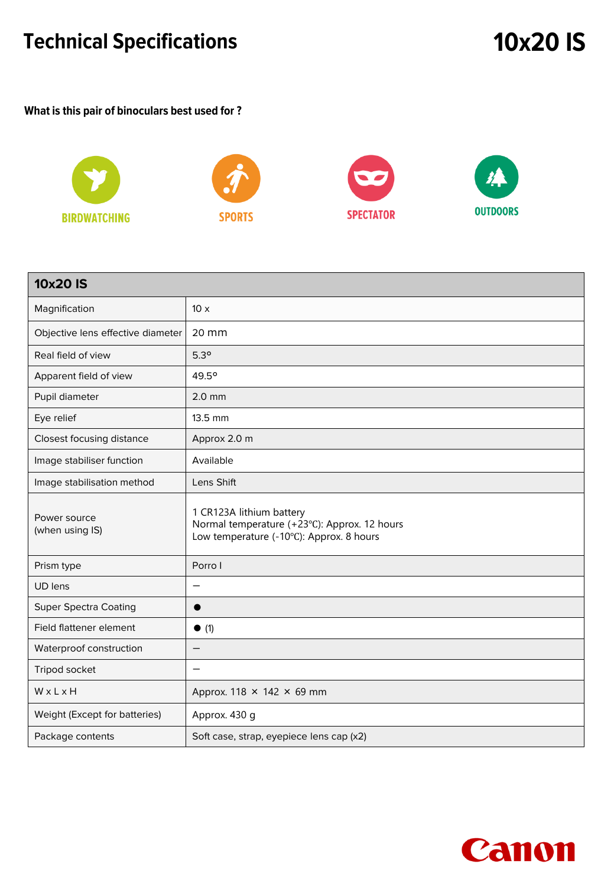# Technical Specifications

# 10x20 IS

**What is this pair of binoculars best used for ?**

BIRDWATCHING

SPORTS

SPECTATOR

OUTDOORS

| 10x20 IS | |
|---|---|
| Magnification | 10 x |
| Objective lens effective diameter | 20 mm |
| Real field of view | 5.3° |
| Apparent field of view | 49.5° |
| Pupil diameter | 2.0 mm |
| Eye relief | 13.5 mm |
| Closest focusing distance | Approx 2.0 m |
| Image stabiliser function | Available |
| Image stabilisation method | Lens Shift |
| Power source (when using IS) | 1 CR123A lithium battery<br>Normal temperature (+23℃): Approx. 12 hours<br>Low temperature (-10℃): Approx. 8 hours |
| Prism type | Porro I |
| UD lens | – |
| Super Spectra Coating | ● |
| Field flattener element | ● (1) |
| Waterproof construction | – |
| Tripod socket | – |
| W x L x H | Approx. 118 × 142 × 69 mm |
| Weight (Except for batteries) | Approx. 430 g |
| Package contents | Soft case, strap, eyepiece lens cap (x2) |

Canon